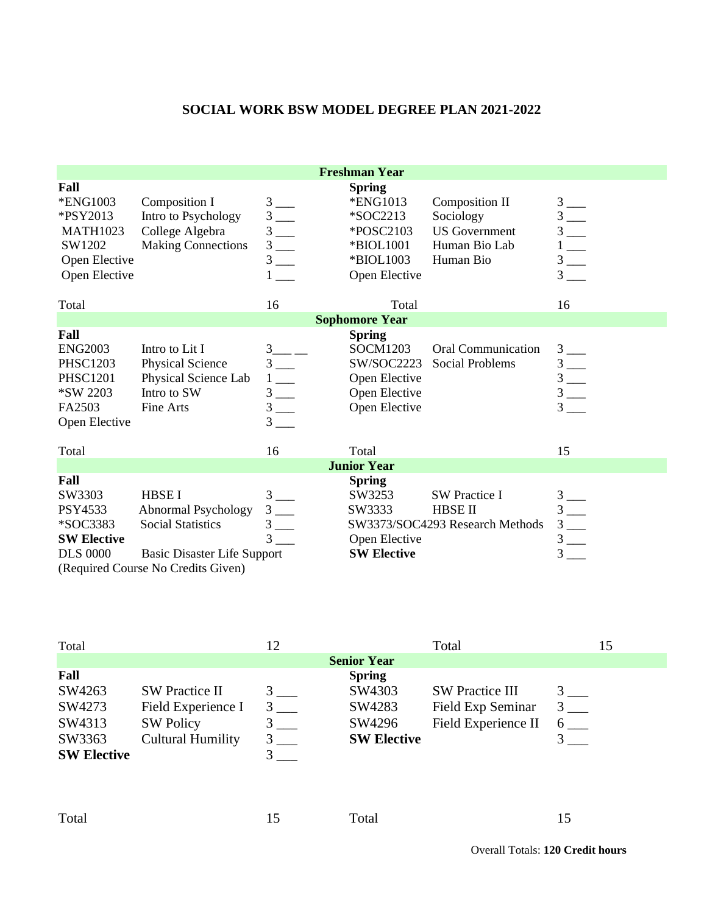# SOCIAL WORK BSW MODEL DEGREE PLAN 2021-2022

## Freshman Year

| Fall | | | Spring | | |
|---|---|---|---|---|---|
| *ENG1003 | Composition I | 3 ___ | *ENG1013 | Composition II | 3 ___ |
| *PSY2013 | Intro to Psychology | 3 ___ | *SOC2213 | Sociology | 3 ___ |
| MATH1023 | College Algebra | 3 ___ | *POSC2103 | US Government | 3 ___ |
| SW1202 | Making Connections | 3 ___ | *BIOL1001 | Human Bio Lab | 1 ___ |
| Open Elective | | 3 ___ | *BIOL1003 | Human Bio | 3 ___ |
| Open Elective | | 1 ___ | Open Elective | | 3 ___ |
| Total | | 16 | Total | | 16 |

## Sophomore Year

| Fall | | | Spring | | |
|---|---|---|---|---|---|
| ENG2003 | Intro to Lit I | 3___ __ | SOCM1203 | Oral Communication | 3 ___ |
| PHSC1203 | Physical Science | 3 ___ | SW/SOC2223 | Social Problems | 3 ___ |
| PHSC1201 | Physical Science Lab | 1 ___ | Open Elective | | 3 ___ |
| *SW 2203 | Intro to SW | 3 ___ | Open Elective | | 3 ___ |
| FA2503 | Fine Arts | 3 ___ | Open Elective | | 3 ___ |
| Open Elective | | 3 ___ | | | |
| Total | | 16 | Total | | 15 |

## Junior Year

| Fall | | | Spring | | |
|---|---|---|---|---|---|
| SW3303 | HBSE I | 3 ___ | SW3253 | SW Practice I | 3 ___ |
| PSY4533 | Abnormal Psychology | 3 ___ | SW3333 | HBSE II | 3 ___ |
| *SOC3383 | Social Statistics | 3 ___ | SW3373/SOC4293 | Research Methods | 3 ___ |
| **SW Elective** | | 3 ___ | Open Elective | | 3 ___ |
| DLS 0000 | Basic Disaster Life Support | | **SW Elective** | | 3 ___ |
| (Required Course No Credits Given) | | | | | |
| Total | | 12 | Total | | 15 |

## Senior Year

| Fall | | | Spring | | |
|---|---|---|---|---|---|
| SW4263 | SW Practice II | 3 ___ | SW4303 | SW Practice III | 3 ___ |
| SW4273 | Field Experience I | 3 ___ | SW4283 | Field Exp Seminar | 3 ___ |
| SW4313 | SW Policy | 3 ___ | SW4296 | Field Experience II | 6 ___ |
| SW3363 | Cultural Humility | 3 ___ | **SW Elective** | | 3 ___ |
| **SW Elective** | | 3 ___ | | | |
| Total | | 15 | Total | | 15 |

Overall Totals: **120 Credit hours**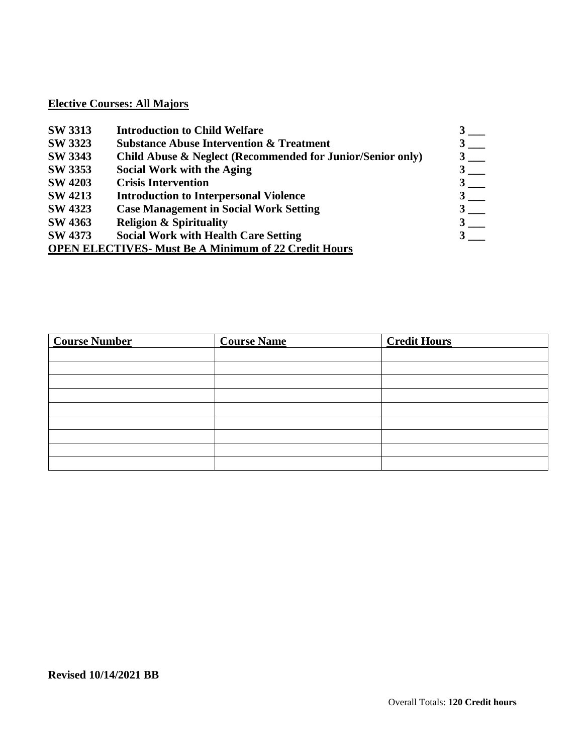**Elective Courses: All Majors**

| | | |
|---|---|---|
| **SW 3313** | **Introduction to Child Welfare** | **3** ___ |
| **SW 3323** | **Substance Abuse Intervention & Treatment** | **3** ___ |
| **SW 3343** | **Child Abuse & Neglect (Recommended for Junior/Senior only)** | **3** ___ |
| **SW 3353** | **Social Work with the Aging** | **3** ___ |
| **SW 4203** | **Crisis Intervention** | **3** ___ |
| **SW 4213** | **Introduction to Interpersonal Violence** | **3** ___ |
| **SW 4323** | **Case Management in Social Work Setting** | **3** ___ |
| **SW 4363** | **Religion & Spirituality** | **3** ___ |
| **SW 4373** | **Social Work with Health Care Setting** | **3** ___ |

**OPEN ELECTIVES- Must Be A Minimum of 22 Credit Hours**

| Course Number | Course Name | Credit Hours |
|---|---|---|
| | | |
| | | |
| | | |
| | | |
| | | |
| | | |
| | | |
| | | |
| | | |

**Revised 10/14/2021 BB**

Overall Totals: **120 Credit hours**